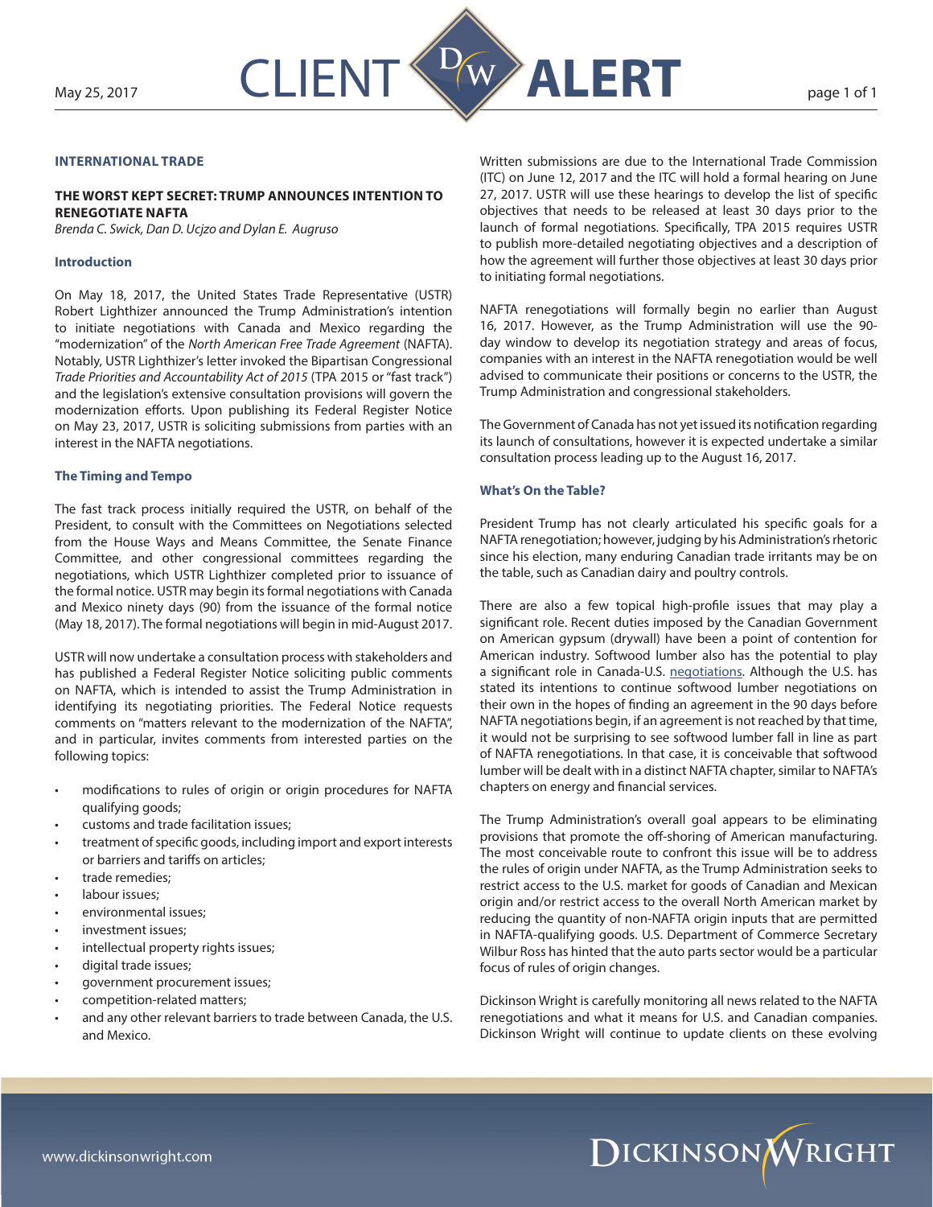May 25, 2017

# CLIENT ALERT

## INTERNATIONAL TRADE

### THE WORST KEPT SECRET: TRUMP ANNOUNCES INTENTION TO RENEGOTIATE NAFTA

*Brenda C. Swick, Dan D. Ujczo and Dylan E. Augruso*

#### Introduction

On May 18, 2017, the United States Trade Representative (USTR) Robert Lighthizer announced the Trump Administration's intention to initiate negotiations with Canada and Mexico regarding the "modernization" of the *North American Free Trade Agreement* (NAFTA). Notably, USTR Lighthizer's letter invoked the Bipartisan Congressional *Trade Priorities and Accountability Act of 2015* (TPA 2015 or "fast track") and the legislation's extensive consultation provisions will govern the modernization efforts. Upon publishing its Federal Register Notice on May 23, 2017, USTR is soliciting submissions from parties with an interest in the NAFTA negotiations.

#### The Timing and Tempo

The fast track process initially required the USTR, on behalf of the President, to consult with the Committees on Negotiations selected from the House Ways and Means Committee, the Senate Finance Committee, and other congressional committees regarding the negotiations, which USTR Lighthizer completed prior to issuance of the formal notice. USTR may begin its formal negotiations with Canada and Mexico ninety days (90) from the issuance of the formal notice (May 18, 2017). The formal negotiations will begin in mid-August 2017.

USTR will now undertake a consultation process with stakeholders and has published a Federal Register Notice soliciting public comments on NAFTA, which is intended to assist the Trump Administration in identifying its negotiating priorities. The Federal Notice requests comments on "matters relevant to the modernization of the NAFTA", and in particular, invites comments from interested parties on the following topics:

- modifications to rules of origin or origin procedures for NAFTA qualifying goods;
- customs and trade facilitation issues;
- treatment of specific goods, including import and export interests or barriers and tariffs on articles;
- trade remedies;
- labour issues;
- environmental issues;
- investment issues;
- intellectual property rights issues;
- digital trade issues;
- government procurement issues;
- competition-related matters;
- and any other relevant barriers to trade between Canada, the U.S. and Mexico.

Written submissions are due to the International Trade Commission (ITC) on June 12, 2017 and the ITC will hold a formal hearing on June 27, 2017. USTR will use these hearings to develop the list of specific objectives that needs to be released at least 30 days prior to the launch of formal negotiations. Specifically, TPA 2015 requires USTR to publish more-detailed negotiating objectives and a description of how the agreement will further those objectives at least 30 days prior to initiating formal negotiations.

NAFTA renegotiations will formally begin no earlier than August 16, 2017. However, as the Trump Administration will use the 90-day window to develop its negotiation strategy and areas of focus, companies with an interest in the NAFTA renegotiation would be well advised to communicate their positions or concerns to the USTR, the Trump Administration and congressional stakeholders.

The Government of Canada has not yet issued its notification regarding its launch of consultations, however it is expected undertake a similar consultation process leading up to the August 16, 2017.

#### What's On the Table?

President Trump has not clearly articulated his specific goals for a NAFTA renegotiation; however, judging by his Administration's rhetoric since his election, many enduring Canadian trade irritants may be on the table, such as Canadian dairy and poultry controls.

There are also a few topical high-profile issues that may play a significant role. Recent duties imposed by the Canadian Government on American gypsum (drywall) have been a point of contention for American industry. Softwood lumber also has the potential to play a significant role in Canada-U.S. negotiations. Although the U.S. has stated its intentions to continue softwood lumber negotiations on their own in the hopes of finding an agreement in the 90 days before NAFTA negotiations begin, if an agreement is not reached by that time, it would not be surprising to see softwood lumber fall in line as part of NAFTA renegotiations. In that case, it is conceivable that softwood lumber will be dealt with in a distinct NAFTA chapter, similar to NAFTA's chapters on energy and financial services.

The Trump Administration's overall goal appears to be eliminating provisions that promote the off-shoring of American manufacturing. The most conceivable route to confront this issue will be to address the rules of origin under NAFTA, as the Trump Administration seeks to restrict access to the U.S. market for goods of Canadian and Mexican origin and/or restrict access to the overall North American market by reducing the quantity of non-NAFTA origin inputs that are permitted in NAFTA-qualifying goods. U.S. Department of Commerce Secretary Wilbur Ross has hinted that the auto parts sector would be a particular focus of rules of origin changes.

Dickinson Wright is carefully monitoring all news related to the NAFTA renegotiations and what it means for U.S. and Canadian companies. Dickinson Wright will continue to update clients on these evolving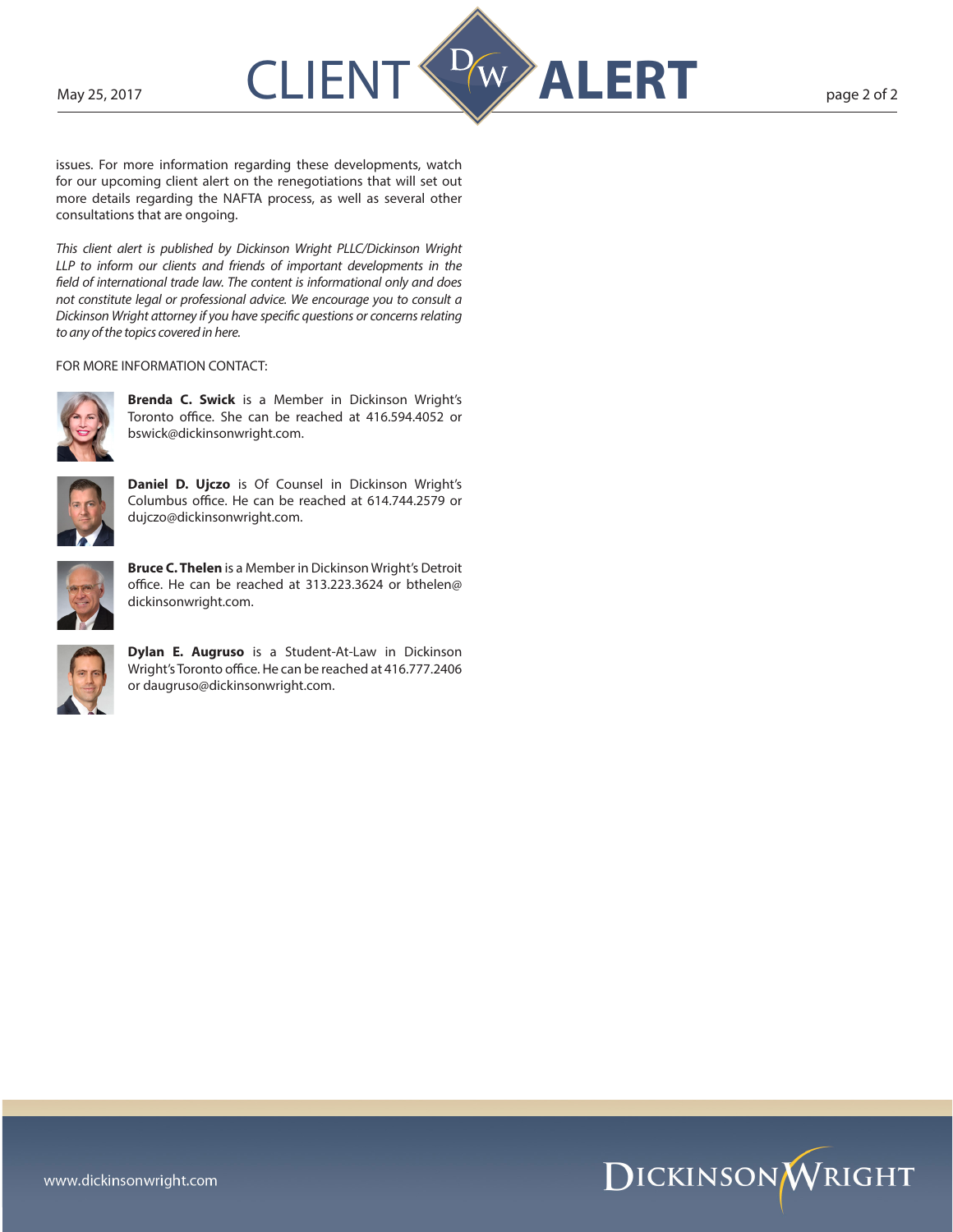issues. For more information regarding these developments, watch for our upcoming client alert on the renegotiations that will set out more details regarding the NAFTA process, as well as several other consultations that are ongoing.

*This client alert is published by Dickinson Wright PLLC/Dickinson Wright LLP to inform our clients and friends of important developments in the field of international trade law. The content is informational only and does not constitute legal or professional advice. We encourage you to consult a Dickinson Wright attorney if you have specific questions or concerns relating to any of the topics covered in here.*

FOR MORE INFORMATION CONTACT:

**Brenda C. Swick** is a Member in Dickinson Wright's Toronto office. She can be reached at 416.594.4052 or bswick@dickinsonwright.com.

**Daniel D. Ujczo** is Of Counsel in Dickinson Wright's Columbus office. He can be reached at 614.744.2579 or dujczo@dickinsonwright.com.

**Bruce C. Thelen** is a Member in Dickinson Wright's Detroit office. He can be reached at 313.223.3624 or bthelen@dickinsonwright.com.

**Dylan E. Augruso** is a Student-At-Law in Dickinson Wright's Toronto office. He can be reached at 416.777.2406 or daugruso@dickinsonwright.com.